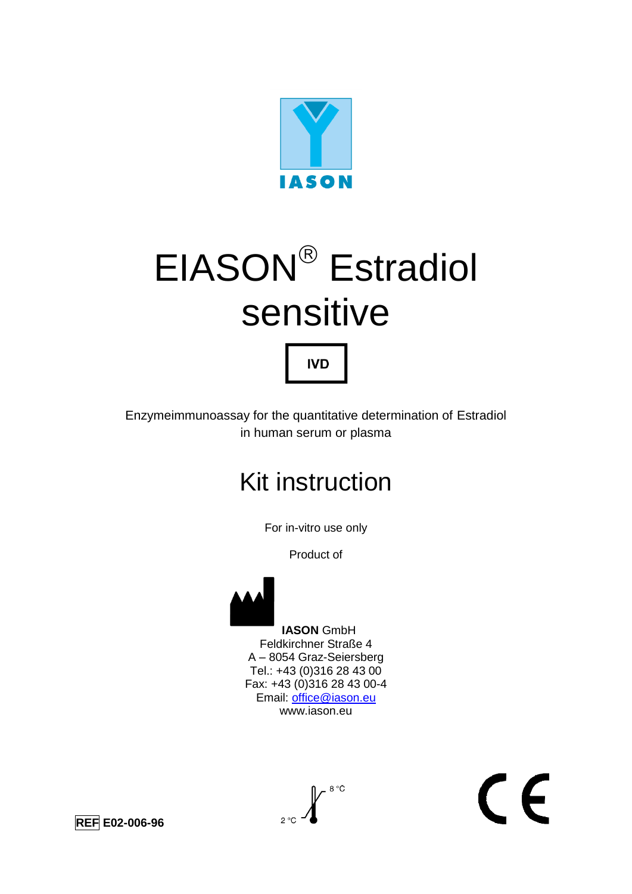IASON

# EIASON® Estradiol sensitive

**IVD**

Enzymeimmunoassay for the quantitative determination of Estradiol in human serum or plasma

## Kit instruction

For in-vitro use only

Product of

**IASON** GmbH
Feldkirchner Straße 4
A – 8054 Graz-Seiersberg
Tel.: +43 (0)316 28 43 00
Fax: +43 (0)316 28 43 00-4
Email: office@iason.eu
www.iason.eu

**REF E02-006-96**

2 °C – 8 °C

CE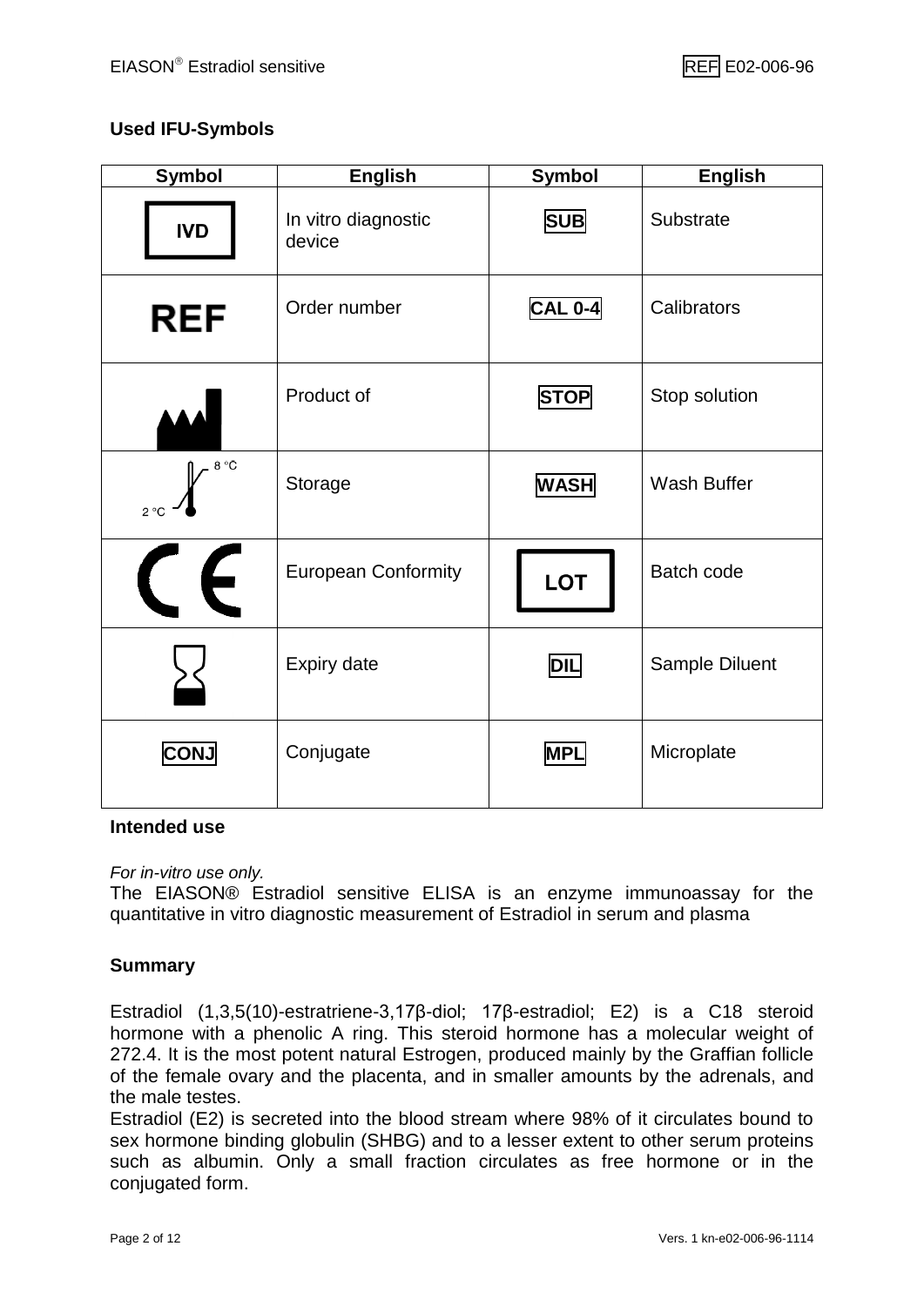## Used IFU-Symbols

| Symbol | English | Symbol | English |
|---|---|---|---|
| IVD | In vitro diagnostic device | SUB | Substrate |
| REF | Order number | CAL 0-4 | Calibrators |
| | Product of | STOP | Stop solution |
| 2 °C – 8 °C | Storage | WASH | Wash Buffer |
| CE | European Conformity | LOT | Batch code |
| | Expiry date | DIL | Sample Diluent |
| CONJ | Conjugate | MPL | Microplate |

## Intended use

*For in-vitro use only.*

The EIASON® Estradiol sensitive ELISA is an enzyme immunoassay for the quantitative in vitro diagnostic measurement of Estradiol in serum and plasma

## Summary

Estradiol (1,3,5(10)-estratriene-3,17β-diol; 17β-estradiol; E2) is a C18 steroid hormone with a phenolic A ring. This steroid hormone has a molecular weight of 272.4. It is the most potent natural Estrogen, produced mainly by the Graffian follicle of the female ovary and the placenta, and in smaller amounts by the adrenals, and the male testes.

Estradiol (E2) is secreted into the blood stream where 98% of it circulates bound to sex hormone binding globulin (SHBG) and to a lesser extent to other serum proteins such as albumin. Only a small fraction circulates as free hormone or in the conjugated form.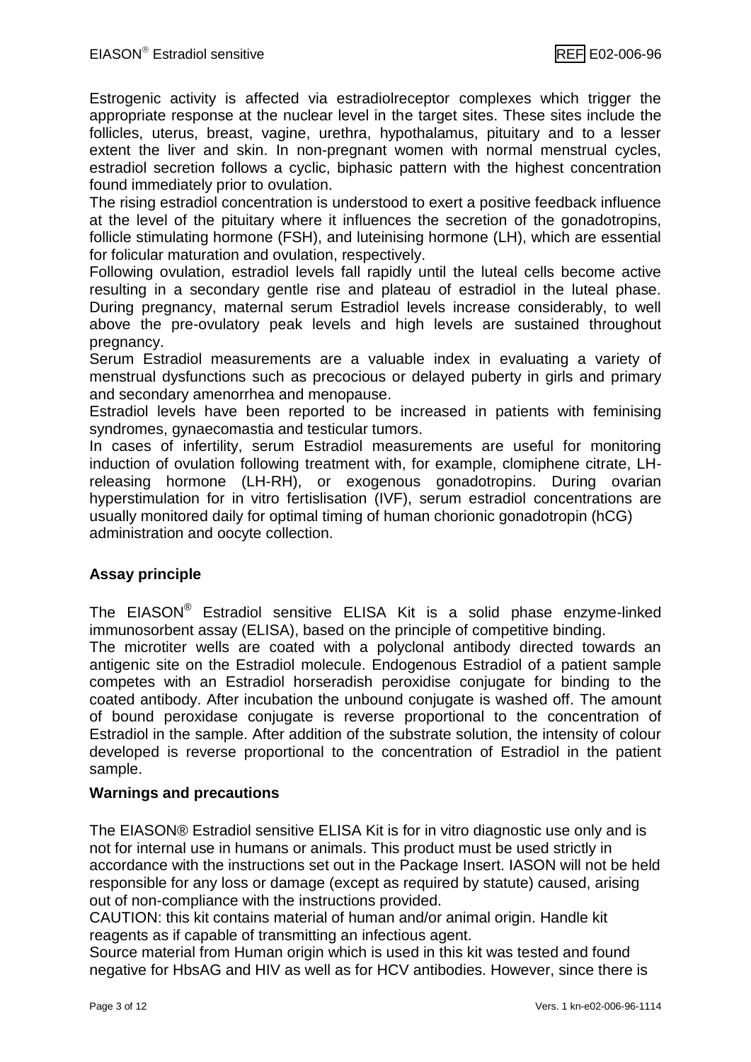Estrogenic activity is affected via estradiolreceptor complexes which trigger the appropriate response at the nuclear level in the target sites. These sites include the follicles, uterus, breast, vagine, urethra, hypothalamus, pituitary and to a lesser extent the liver and skin. In non-pregnant women with normal menstrual cycles, estradiol secretion follows a cyclic, biphasic pattern with the highest concentration found immediately prior to ovulation.

The rising estradiol concentration is understood to exert a positive feedback influence at the level of the pituitary where it influences the secretion of the gonadotropins, follicle stimulating hormone (FSH), and luteinising hormone (LH), which are essential for folicular maturation and ovulation, respectively.

Following ovulation, estradiol levels fall rapidly until the luteal cells become active resulting in a secondary gentle rise and plateau of estradiol in the luteal phase. During pregnancy, maternal serum Estradiol levels increase considerably, to well above the pre-ovulatory peak levels and high levels are sustained throughout pregnancy.

Serum Estradiol measurements are a valuable index in evaluating a variety of menstrual dysfunctions such as precocious or delayed puberty in girls and primary and secondary amenorrhea and menopause.

Estradiol levels have been reported to be increased in patients with feminising syndromes, gynaecomastia and testicular tumors.

In cases of infertility, serum Estradiol measurements are useful for monitoring induction of ovulation following treatment with, for example, clomiphene citrate, LH-releasing hormone (LH-RH), or exogenous gonadotropins. During ovarian hyperstimulation for in vitro fertislisation (IVF), serum estradiol concentrations are usually monitored daily for optimal timing of human chorionic gonadotropin (hCG) administration and oocyte collection.

## Assay principle

The EIASON® Estradiol sensitive ELISA Kit is a solid phase enzyme-linked immunosorbent assay (ELISA), based on the principle of competitive binding.

The microtiter wells are coated with a polyclonal antibody directed towards an antigenic site on the Estradiol molecule. Endogenous Estradiol of a patient sample competes with an Estradiol horseradish peroxidise conjugate for binding to the coated antibody. After incubation the unbound conjugate is washed off. The amount of bound peroxidase conjugate is reverse proportional to the concentration of Estradiol in the sample. After addition of the substrate solution, the intensity of colour developed is reverse proportional to the concentration of Estradiol in the patient sample.

## Warnings and precautions

The EIASON® Estradiol sensitive ELISA Kit is for in vitro diagnostic use only and is not for internal use in humans or animals. This product must be used strictly in accordance with the instructions set out in the Package Insert. IASON will not be held responsible for any loss or damage (except as required by statute) caused, arising out of non-compliance with the instructions provided.

CAUTION: this kit contains material of human and/or animal origin. Handle kit reagents as if capable of transmitting an infectious agent.

Source material from Human origin which is used in this kit was tested and found negative for HbsAG and HIV as well as for HCV antibodies. However, since there is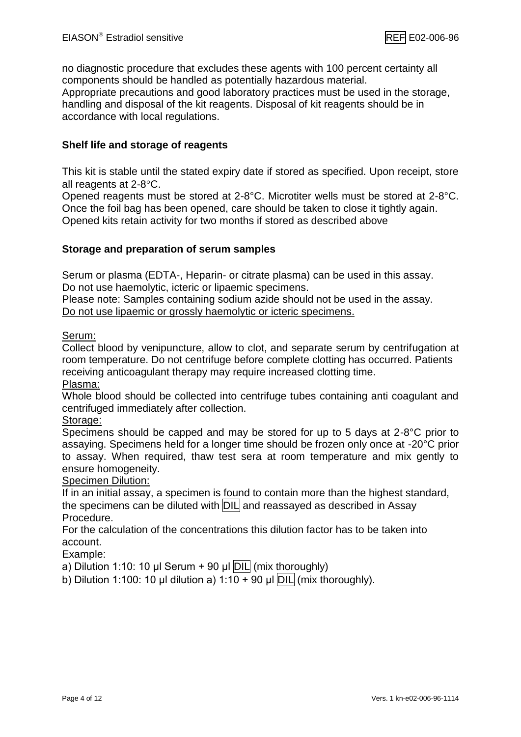no diagnostic procedure that excludes these agents with 100 percent certainty all components should be handled as potentially hazardous material.
Appropriate precautions and good laboratory practices must be used in the storage, handling and disposal of the kit reagents. Disposal of kit reagents should be in accordance with local regulations.

**Shelf life and storage of reagents**

This kit is stable until the stated expiry date if stored as specified. Upon receipt, store all reagents at 2-8°C.
Opened reagents must be stored at 2-8°C. Microtiter wells must be stored at 2-8°C. Once the foil bag has been opened, care should be taken to close it tightly again. Opened kits retain activity for two months if stored as described above

**Storage and preparation of serum samples**

Serum or plasma (EDTA-, Heparin- or citrate plasma) can be used in this assay.
Do not use haemolytic, icteric or lipaemic specimens.
Please note: Samples containing sodium azide should not be used in the assay.
Do not use lipaemic or grossly haemolytic or icteric specimens.

Serum:
Collect blood by venipuncture, allow to clot, and separate serum by centrifugation at room temperature. Do not centrifuge before complete clotting has occurred. Patients receiving anticoagulant therapy may require increased clotting time.
Plasma:
Whole blood should be collected into centrifuge tubes containing anti coagulant and centrifuged immediately after collection.
Storage:
Specimens should be capped and may be stored for up to 5 days at 2-8°C prior to assaying. Specimens held for a longer time should be frozen only once at -20°C prior to assay. When required, thaw test sera at room temperature and mix gently to ensure homogeneity.
Specimen Dilution:
If in an initial assay, a specimen is found to contain more than the highest standard, the specimens can be diluted with DIL and reassayed as described in Assay Procedure.
For the calculation of the concentrations this dilution factor has to be taken into account.
Example:
a) Dilution 1:10: 10 µl Serum + 90 µl DIL (mix thoroughly)
b) Dilution 1:100: 10 µl dilution a) 1:10 + 90 µl DIL (mix thoroughly).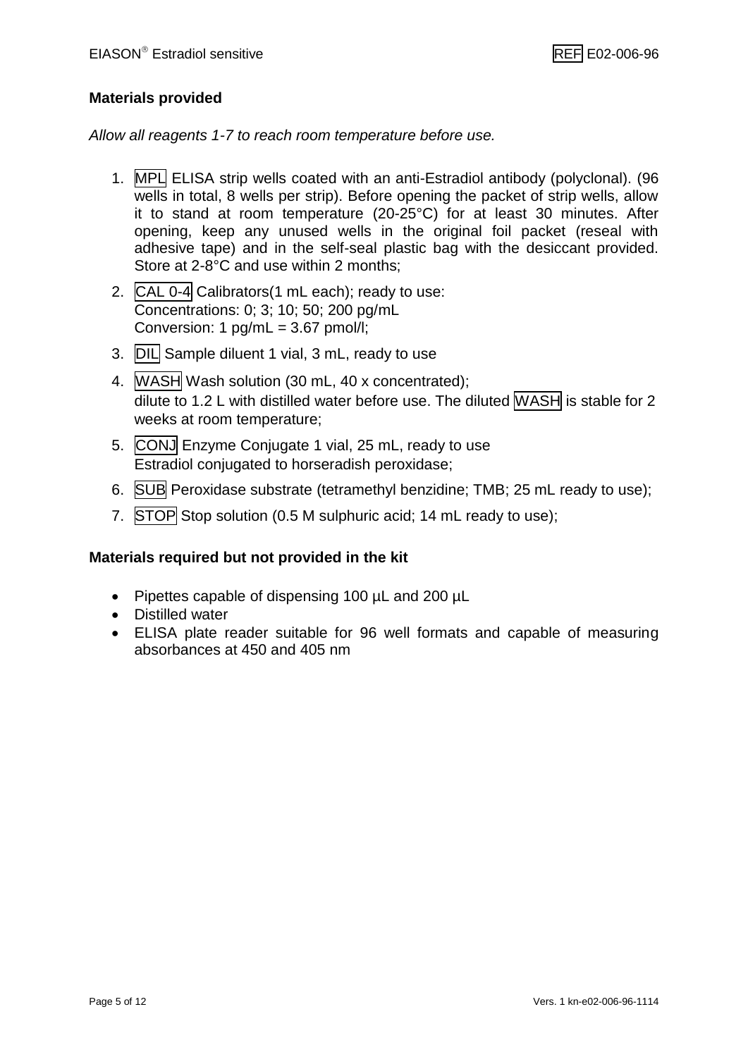## Materials provided

*Allow all reagents 1-7 to reach room temperature before use.*

1. MPL ELISA strip wells coated with an anti-Estradiol antibody (polyclonal). (96 wells in total, 8 wells per strip). Before opening the packet of strip wells, allow it to stand at room temperature (20-25°C) for at least 30 minutes. After opening, keep any unused wells in the original foil packet (reseal with adhesive tape) and in the self-seal plastic bag with the desiccant provided. Store at 2-8°C and use within 2 months;
2. CAL 0-4 Calibrators(1 mL each); ready to use:
   Concentrations: 0; 3; 10; 50; 200 pg/mL
   Conversion: 1 pg/mL = 3.67 pmol/l;
3. DIL Sample diluent 1 vial, 3 mL, ready to use
4. WASH Wash solution (30 mL, 40 x concentrated);
   dilute to 1.2 L with distilled water before use. The diluted WASH is stable for 2 weeks at room temperature;
5. CONJ Enzyme Conjugate 1 vial, 25 mL, ready to use
   Estradiol conjugated to horseradish peroxidase;
6. SUB Peroxidase substrate (tetramethyl benzidine; TMB; 25 mL ready to use);
7. STOP Stop solution (0.5 M sulphuric acid; 14 mL ready to use);

## Materials required but not provided in the kit

- Pipettes capable of dispensing 100 µL and 200 µL
- Distilled water
- ELISA plate reader suitable for 96 well formats and capable of measuring absorbances at 450 and 405 nm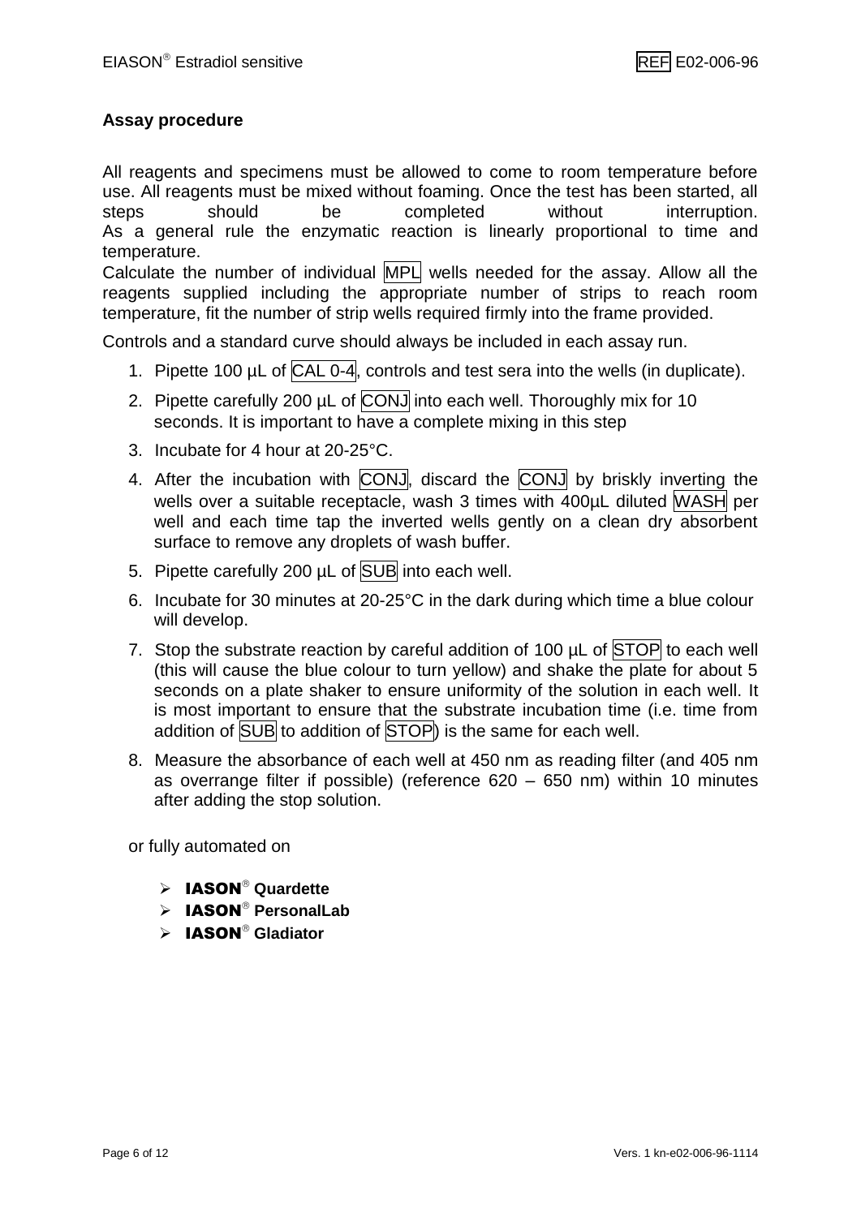### Assay procedure

All reagents and specimens must be allowed to come to room temperature before use. All reagents must be mixed without foaming. Once the test has been started, all steps should be completed without interruption.
As a general rule the enzymatic reaction is linearly proportional to time and temperature.
Calculate the number of individual MPL wells needed for the assay. Allow all the reagents supplied including the appropriate number of strips to reach room temperature, fit the number of strip wells required firmly into the frame provided.

Controls and a standard curve should always be included in each assay run.

1. Pipette 100 µL of CAL 0-4, controls and test sera into the wells (in duplicate).
2. Pipette carefully 200 µL of CONJ into each well. Thoroughly mix for 10 seconds. It is important to have a complete mixing in this step
3. Incubate for 4 hour at 20-25°C.
4. After the incubation with CONJ, discard the CONJ by briskly inverting the wells over a suitable receptacle, wash 3 times with 400µL diluted WASH per well and each time tap the inverted wells gently on a clean dry absorbent surface to remove any droplets of wash buffer.
5. Pipette carefully 200 µL of SUB into each well.
6. Incubate for 30 minutes at 20-25°C in the dark during which time a blue colour will develop.
7. Stop the substrate reaction by careful addition of 100 µL of STOP to each well (this will cause the blue colour to turn yellow) and shake the plate for about 5 seconds on a plate shaker to ensure uniformity of the solution in each well. It is most important to ensure that the substrate incubation time (i.e. time from addition of SUB to addition of STOP) is the same for each well.
8. Measure the absorbance of each well at 450 nm as reading filter (and 405 nm as overrange filter if possible) (reference 620 – 650 nm) within 10 minutes after adding the stop solution.

or fully automated on

- **IASON® Quardette**
- **IASON® PersonalLab**
- **IASON® Gladiator**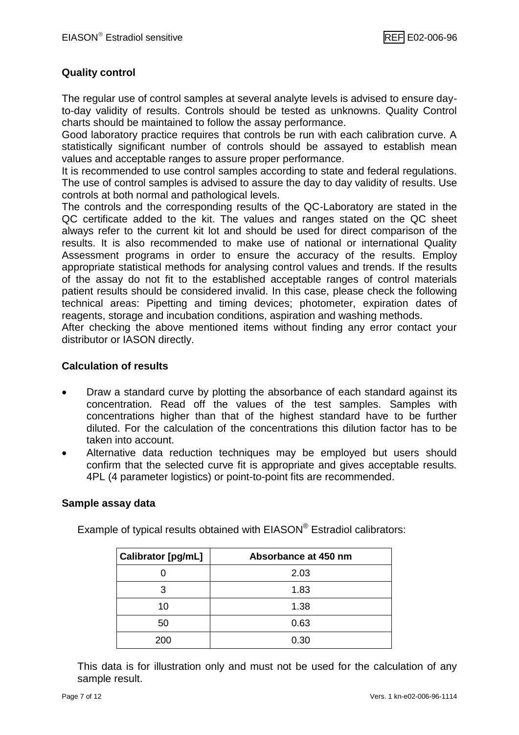## Quality control

The regular use of control samples at several analyte levels is advised to ensure day-to-day validity of results. Controls should be tested as unknowns. Quality Control charts should be maintained to follow the assay performance.
Good laboratory practice requires that controls be run with each calibration curve. A statistically significant number of controls should be assayed to establish mean values and acceptable ranges to assure proper performance.
It is recommended to use control samples according to state and federal regulations. The use of control samples is advised to assure the day to day validity of results. Use controls at both normal and pathological levels.
The controls and the corresponding results of the QC-Laboratory are stated in the QC certificate added to the kit. The values and ranges stated on the QC sheet always refer to the current kit lot and should be used for direct comparison of the results. It is also recommended to make use of national or international Quality Assessment programs in order to ensure the accuracy of the results. Employ appropriate statistical methods for analysing control values and trends. If the results of the assay do not fit to the established acceptable ranges of control materials patient results should be considered invalid. In this case, please check the following technical areas: Pipetting and timing devices; photometer, expiration dates of reagents, storage and incubation conditions, aspiration and washing methods.
After checking the above mentioned items without finding any error contact your distributor or IASON directly.

## Calculation of results

- Draw a standard curve by plotting the absorbance of each standard against its concentration. Read off the values of the test samples. Samples with concentrations higher than that of the highest standard have to be further diluted. For the calculation of the concentrations this dilution factor has to be taken into account.
- Alternative data reduction techniques may be employed but users should confirm that the selected curve fit is appropriate and gives acceptable results. 4PL (4 parameter logistics) or point-to-point fits are recommended.

## Sample assay data

Example of typical results obtained with EIASON® Estradiol calibrators:

| Calibrator [pg/mL] | Absorbance at 450 nm |
|---|---|
| 0 | 2.03 |
| 3 | 1.83 |
| 10 | 1.38 |
| 50 | 0.63 |
| 200 | 0.30 |

This data is for illustration only and must not be used for the calculation of any sample result.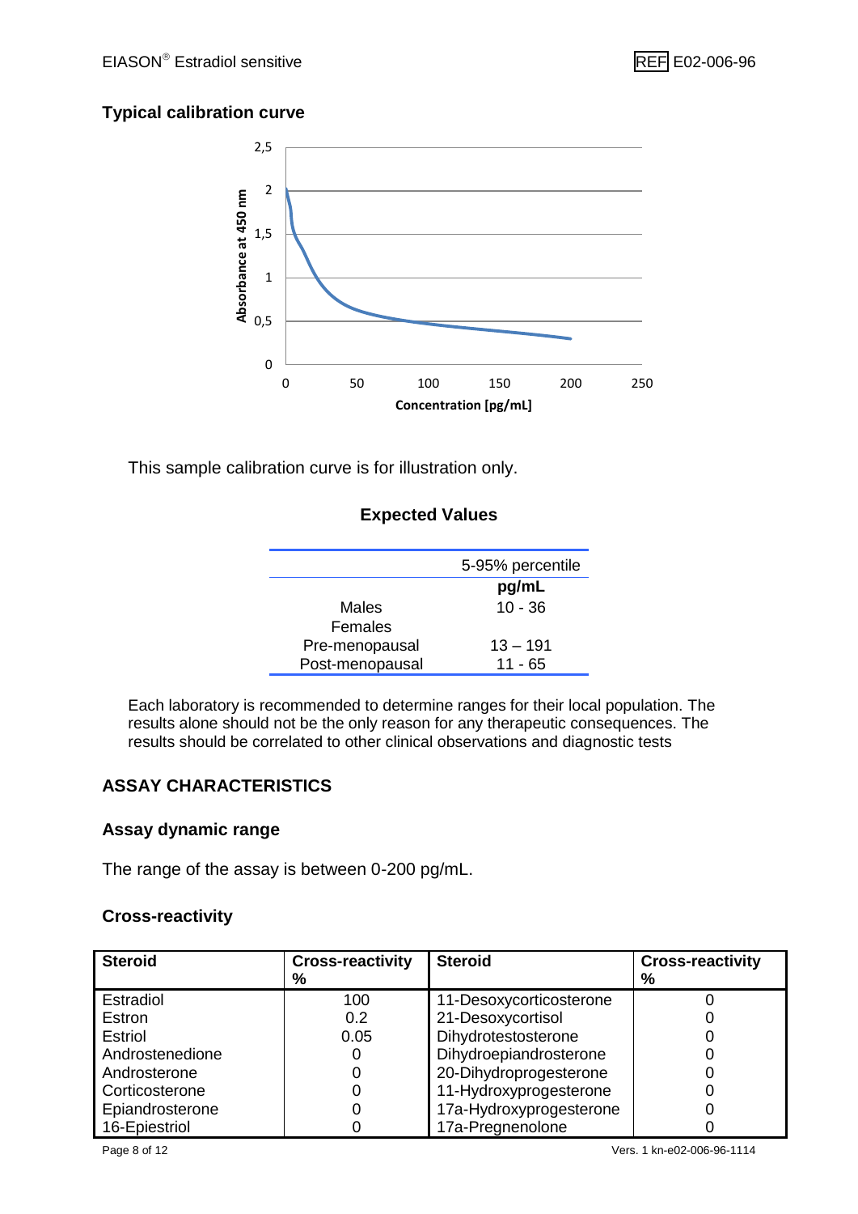### Typical calibration curve

This sample calibration curve is for illustration only.

### Expected Values

| | 5-95% percentile |
|---|---|
| | **pg/mL** |
| Males | 10 - 36 |
| Females | |
| Pre-menopausal | 13 – 191 |
| Post-menopausal | 11 - 65 |

Each laboratory is recommended to determine ranges for their local population. The results alone should not be the only reason for any therapeutic consequences. The results should be correlated to other clinical observations and diagnostic tests

## ASSAY CHARACTERISTICS

### Assay dynamic range

The range of the assay is between 0-200 pg/mL.

### Cross-reactivity

| Steroid | Cross-reactivity % | Steroid | Cross-reactivity % |
|---|---|---|---|
| Estradiol | 100 | 11-Desoxycorticosterone | 0 |
| Estron | 0.2 | 21-Desoxycortisol | 0 |
| Estriol | 0.05 | Dihydrotestosterone | 0 |
| Androstenedione | 0 | Dihydroepiandrosterone | 0 |
| Androsterone | 0 | 20-Dihydroprogesterone | 0 |
| Corticosterone | 0 | 11-Hydroxyprogesterone | 0 |
| Epiandrosterone | 0 | 17a-Hydroxyprogesterone | 0 |
| 16-Epiestriol | 0 | 17a-Pregnenolone | 0 |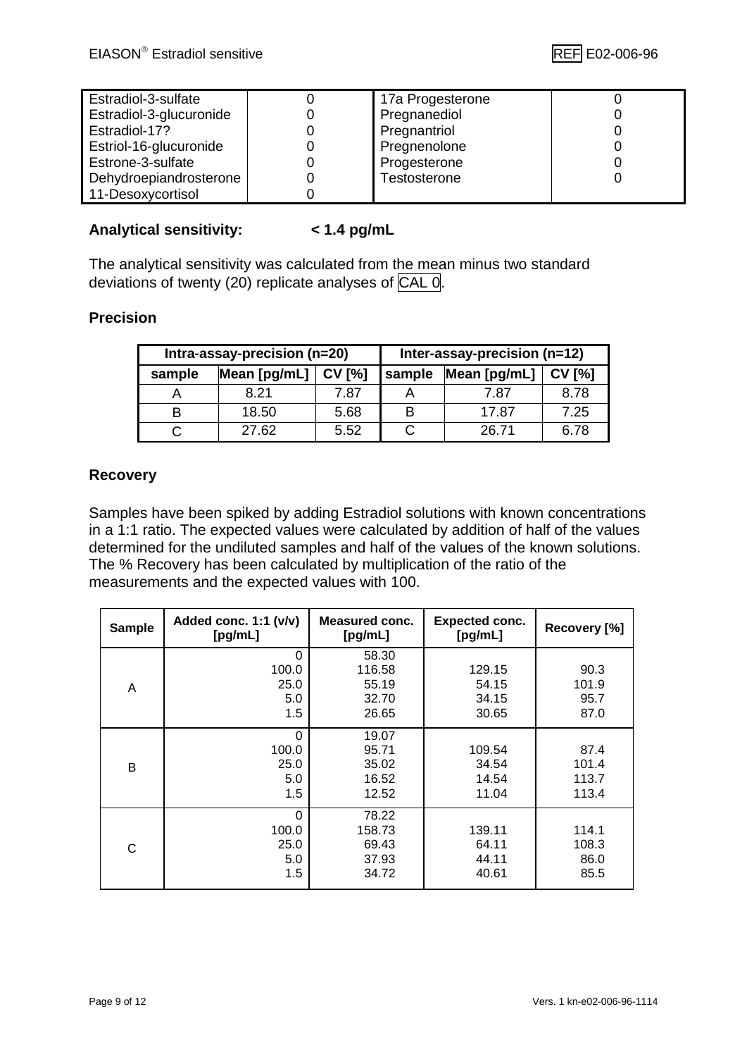| | | | |
|---|---|---|---|
| Estradiol-3-sulfate | 0 | 17a Progesterone | 0 |
| Estradiol-3-glucuronide | 0 | Pregnanediol | 0 |
| Estradiol-17? | 0 | Pregnantriol | 0 |
| Estriol-16-glucuronide | 0 | Pregnenolone | 0 |
| Estrone-3-sulfate | 0 | Progesterone | 0 |
| Dehydroepiandrosterone | 0 | Testosterone | 0 |
| 11-Desoxycortisol | 0 | | |

**Analytical sensitivity:** **< 1.4 pg/mL**

The analytical sensitivity was calculated from the mean minus two standard deviations of twenty (20) replicate analyses of CAL 0.

## Precision

| Intra-assay-precision (n=20) | | | Inter-assay-precision (n=12) | | |
|---|---|---|---|---|---|
| **sample** | **Mean [pg/mL]** | **CV [%]** | **sample** | **Mean [pg/mL]** | **CV [%]** |
| A | 8.21 | 7.87 | A | 7.87 | 8.78 |
| B | 18.50 | 5.68 | B | 17.87 | 7.25 |
| C | 27.62 | 5.52 | C | 26.71 | 6.78 |

## Recovery

Samples have been spiked by adding Estradiol solutions with known concentrations in a 1:1 ratio. The expected values were calculated by addition of half of the values determined for the undiluted samples and half of the values of the known solutions. The % Recovery has been calculated by multiplication of the ratio of the measurements and the expected values with 100.

| Sample | Added conc. 1:1 (v/v) [pg/mL] | Measured conc. [pg/mL] | Expected conc. [pg/mL] | Recovery [%] |
|---|---|---|---|---|
| A | 0 | 58.30 | | |
| | 100.0 | 116.58 | 129.15 | 90.3 |
| | 25.0 | 55.19 | 54.15 | 101.9 |
| | 5.0 | 32.70 | 34.15 | 95.7 |
| | 1.5 | 26.65 | 30.65 | 87.0 |
| B | 0 | 19.07 | | |
| | 100.0 | 95.71 | 109.54 | 87.4 |
| | 25.0 | 35.02 | 34.54 | 101.4 |
| | 5.0 | 16.52 | 14.54 | 113.7 |
| | 1.5 | 12.52 | 11.04 | 113.4 |
| C | 0 | 78.22 | | |
| | 100.0 | 158.73 | 139.11 | 114.1 |
| | 25.0 | 69.43 | 64.11 | 108.3 |
| | 5.0 | 37.93 | 44.11 | 86.0 |
| | 1.5 | 34.72 | 40.61 | 85.5 |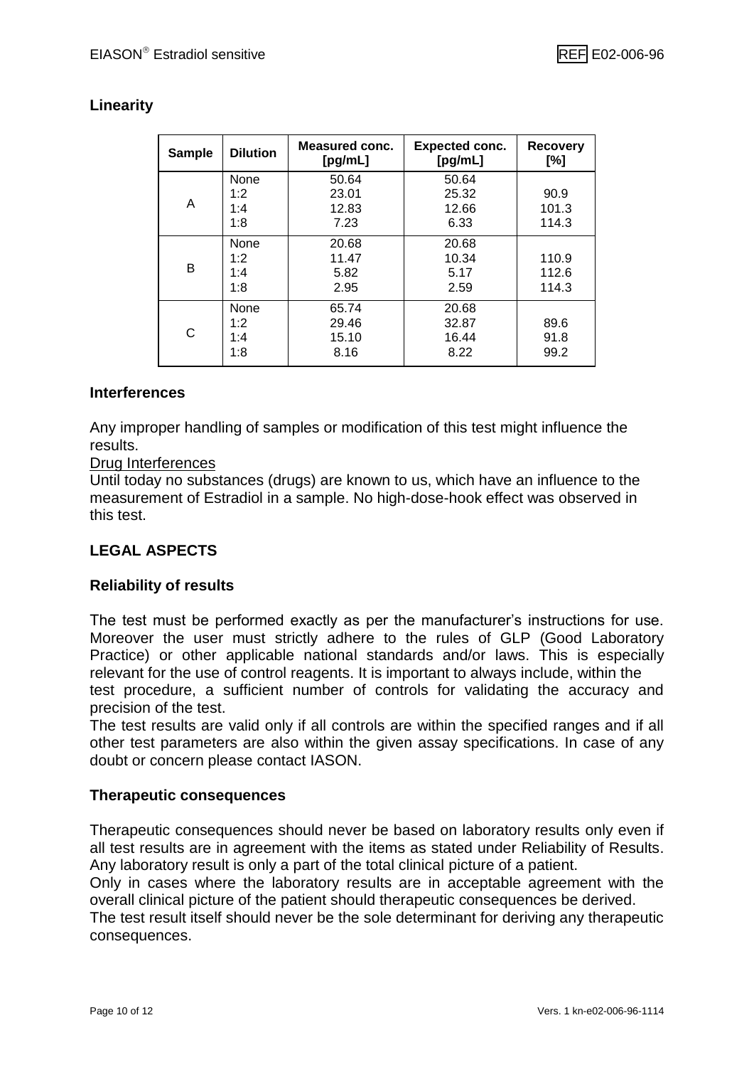## Linearity

| Sample | Dilution | Measured conc. [pg/mL] | Expected conc. [pg/mL] | Recovery [%] |
|---|---|---|---|---|
| A | None | 50.64 | 50.64 | |
| | 1:2 | 23.01 | 25.32 | 90.9 |
| | 1:4 | 12.83 | 12.66 | 101.3 |
| | 1:8 | 7.23 | 6.33 | 114.3 |
| B | None | 20.68 | 20.68 | |
| | 1:2 | 11.47 | 10.34 | 110.9 |
| | 1:4 | 5.82 | 5.17 | 112.6 |
| | 1:8 | 2.95 | 2.59 | 114.3 |
| C | None | 65.74 | 20.68 | |
| | 1:2 | 29.46 | 32.87 | 89.6 |
| | 1:4 | 15.10 | 16.44 | 91.8 |
| | 1:8 | 8.16 | 8.22 | 99.2 |

## Interferences

Any improper handling of samples or modification of this test might influence the results.

Drug Interferences

Until today no substances (drugs) are known to us, which have an influence to the measurement of Estradiol in a sample. No high-dose-hook effect was observed in this test.

## LEGAL ASPECTS

### Reliability of results

The test must be performed exactly as per the manufacturer's instructions for use. Moreover the user must strictly adhere to the rules of GLP (Good Laboratory Practice) or other applicable national standards and/or laws. This is especially relevant for the use of control reagents. It is important to always include, within the test procedure, a sufficient number of controls for validating the accuracy and precision of the test.

The test results are valid only if all controls are within the specified ranges and if all other test parameters are also within the given assay specifications. In case of any doubt or concern please contact IASON.

### Therapeutic consequences

Therapeutic consequences should never be based on laboratory results only even if all test results are in agreement with the items as stated under Reliability of Results. Any laboratory result is only a part of the total clinical picture of a patient.

Only in cases where the laboratory results are in acceptable agreement with the overall clinical picture of the patient should therapeutic consequences be derived.

The test result itself should never be the sole determinant for deriving any therapeutic consequences.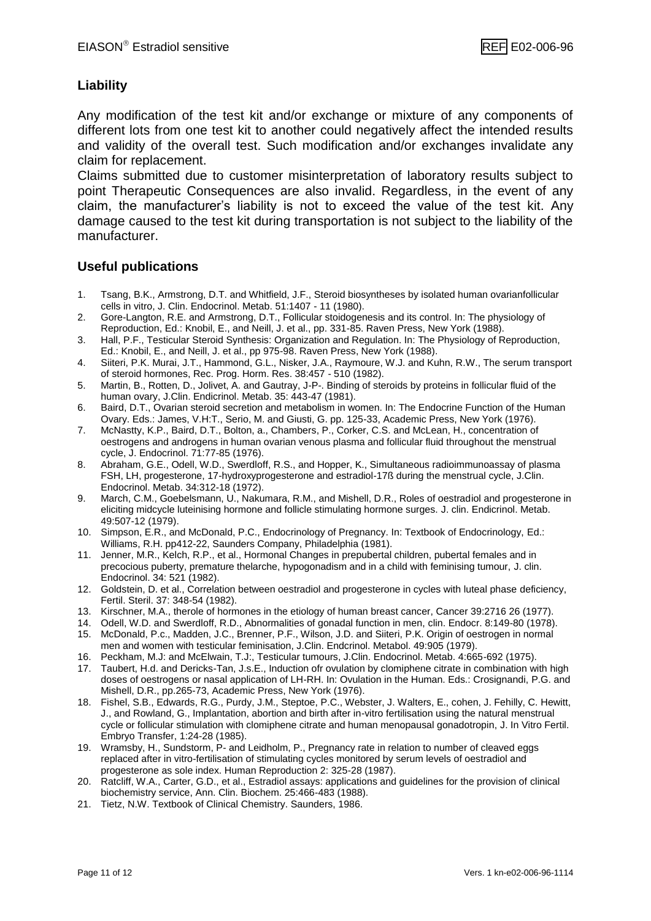## Liability

Any modification of the test kit and/or exchange or mixture of any components of different lots from one test kit to another could negatively affect the intended results and validity of the overall test. Such modification and/or exchanges invalidate any claim for replacement.

Claims submitted due to customer misinterpretation of laboratory results subject to point Therapeutic Consequences are also invalid. Regardless, in the event of any claim, the manufacturer's liability is not to exceed the value of the test kit. Any damage caused to the test kit during transportation is not subject to the liability of the manufacturer.

## Useful publications

1. Tsang, B.K., Armstrong, D.T. and Whitfield, J.F., Steroid biosyntheses by isolated human ovarianfollicular cells in vitro, J. Clin. Endocrinol. Metab. 51:1407 - 11 (1980).
2. Gore-Langton, R.E. and Armstrong, D.T., Follicular stoidogenesis and its control. In: The physiology of Reproduction, Ed.: Knobil, E., and Neill, J. et al., pp. 331-85. Raven Press, New York (1988).
3. Hall, P.F., Testicular Steroid Synthesis: Organization and Regulation. In: The Physiology of Reproduction, Ed.: Knobil, E., and Neill, J. et al., pp 975-98. Raven Press, New York (1988).
4. Siiteri, P.K. Murai, J.T., Hammond, G.L., Nisker, J.A., Raymoure, W.J. and Kuhn, R.W., The serum transport of steroid hormones, Rec. Prog. Horm. Res. 38:457 - 510 (1982).
5. Martin, B., Rotten, D., Jolivet, A. and Gautray, J-P-. Binding of steroids by proteins in follicular fluid of the human ovary, J.Clin. Endicrinol. Metab. 35: 443-47 (1981).
6. Baird, D.T., Ovarian steroid secretion and metabolism in women. In: The Endocrine Function of the Human Ovary. Eds.: James, V.H:T., Serio, M. and Giusti, G. pp. 125-33, Academic Press, New York (1976).
7. McNastty, K.P., Baird, D.T., Bolton, a., Chambers, P., Corker, C.S. and McLean, H., concentration of oestrogens and androgens in human ovarian venous plasma and follicular fluid throughout the menstrual cycle, J. Endocrinol. 71:77-85 (1976).
8. Abraham, G.E., Odell, W.D., Swerdloff, R.S., and Hopper, K., Simultaneous radioimmunoassay of plasma FSH, LH, progesterone, 17-hydroxyprogesterone and estradiol-17ß during the menstrual cycle, J.Clin. Endocrinol. Metab. 34:312-18 (1972).
9. March, C.M., Goebelsmann, U., Nakumara, R.M., and Mishell, D.R., Roles of oestradiol and progesterone in eliciting midcycle luteinising hormone and follicle stimulating hormone surges. J. clin. Endicrinol. Metab. 49:507-12 (1979).
10. Simpson, E.R., and McDonald, P.C., Endocrinology of Pregnancy. In: Textbook of Endocrinology, Ed.: Williams, R.H. pp412-22, Saunders Company, Philadelphia (1981).
11. Jenner, M.R., Kelch, R.P., et al., Hormonal Changes in prepubertal children, pubertal females and in precocious puberty, premature thelarche, hypogonadism and in a child with feminising tumour, J. clin. Endocrinol. 34: 521 (1982).
12. Goldstein, D. et al., Correlation between oestradiol and progesterone in cycles with luteal phase deficiency, Fertil. Steril. 37: 348-54 (1982).
13. Kirschner, M.A., therole of hormones in the etiology of human breast cancer, Cancer 39:2716 26 (1977).
14. Odell, W.D. and Swerdloff, R.D., Abnormalities of gonadal function in men, clin. Endocr. 8:149-80 (1978).
15. McDonald, P.c., Madden, J.C., Brenner, P.F., Wilson, J.D. and Siiteri, P.K. Origin of oestrogen in normal men and women with testicular feminisation, J.Clin. Endcrinol. Metabol. 49:905 (1979).
16. Peckham, M.J: and McElwain, T.J:, Testicular tumours, J.Clin. Endocrinol. Metab. 4:665-692 (1975).
17. Taubert, H.d. and Dericks-Tan, J.s.E., Induction ofr ovulation by clomiphene citrate in combination with high doses of oestrogens or nasal application of LH-RH. In: Ovulation in the Human. Eds.: Crosignandi, P.G. and Mishell, D.R., pp.265-73, Academic Press, New York (1976).
18. Fishel, S.B., Edwards, R.G., Purdy, J.M., Steptoe, P.C., Webster, J. Walters, E., cohen, J. Fehilly, C. Hewitt, J., and Rowland, G., Implantation, abortion and birth after in-vitro fertilisation using the natural menstrual cycle or follicular stimulation with clomiphene citrate and human menopausal gonadotropin, J. In Vitro Fertil. Embryo Transfer, 1:24-28 (1985).
19. Wramsby, H., Sundstorm, P- and Leidholm, P., Pregnancy rate in relation to number of cleaved eggs replaced after in vitro-fertilisation of stimulating cycles monitored by serum levels of oestradiol and progesterone as sole index. Human Reproduction 2: 325-28 (1987).
20. Ratcliff, W.A., Carter, G.D., et al., Estradiol assays: applications and guidelines for the provision of clinical biochemistry service, Ann. Clin. Biochem. 25:466-483 (1988).
21. Tietz, N.W. Textbook of Clinical Chemistry. Saunders, 1986.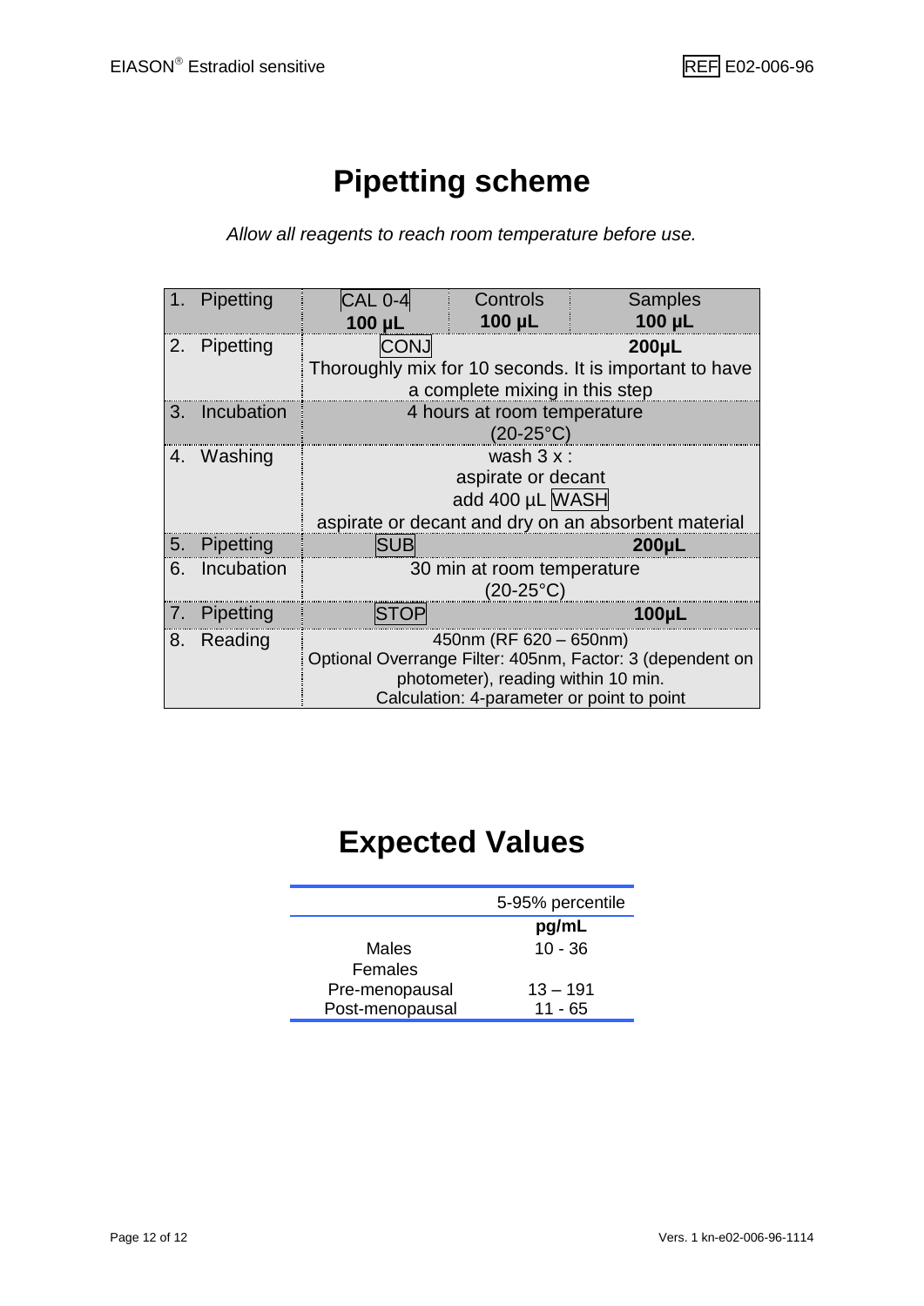# Pipetting scheme

*Allow all reagents to reach room temperature before use.*

| | | | |
|---|---|---|---|
| 1. Pipetting | CAL 0-4<br>**100 µL** | Controls<br>**100 µL** | Samples<br>**100 µL** |
| 2. Pipetting | CONJ **200µL**<br>Thoroughly mix for 10 seconds. It is important to have a complete mixing in this step | | |
| 3. Incubation | 4 hours at room temperature<br>(20-25°C) | | |
| 4. Washing | wash 3 x :<br>aspirate or decant<br>add 400 µL WASH<br>aspirate or decant and dry on an absorbent material | | |
| 5. Pipetting | SUB **200µL** | | |
| 6. Incubation | 30 min at room temperature<br>(20-25°C) | | |
| 7. Pipetting | STOP **100µL** | | |
| 8. Reading | 450nm (RF 620 – 650nm)<br>Optional Overrange Filter: 405nm, Factor: 3 (dependent on photometer), reading within 10 min.<br>Calculation: 4-parameter or point to point | | |

# Expected Values

| | 5-95% percentile |
|---|---|
| | **pg/mL** |
| Males | 10 - 36 |
| Females | |
| Pre-menopausal | 13 – 191 |
| Post-menopausal | 11 - 65 |